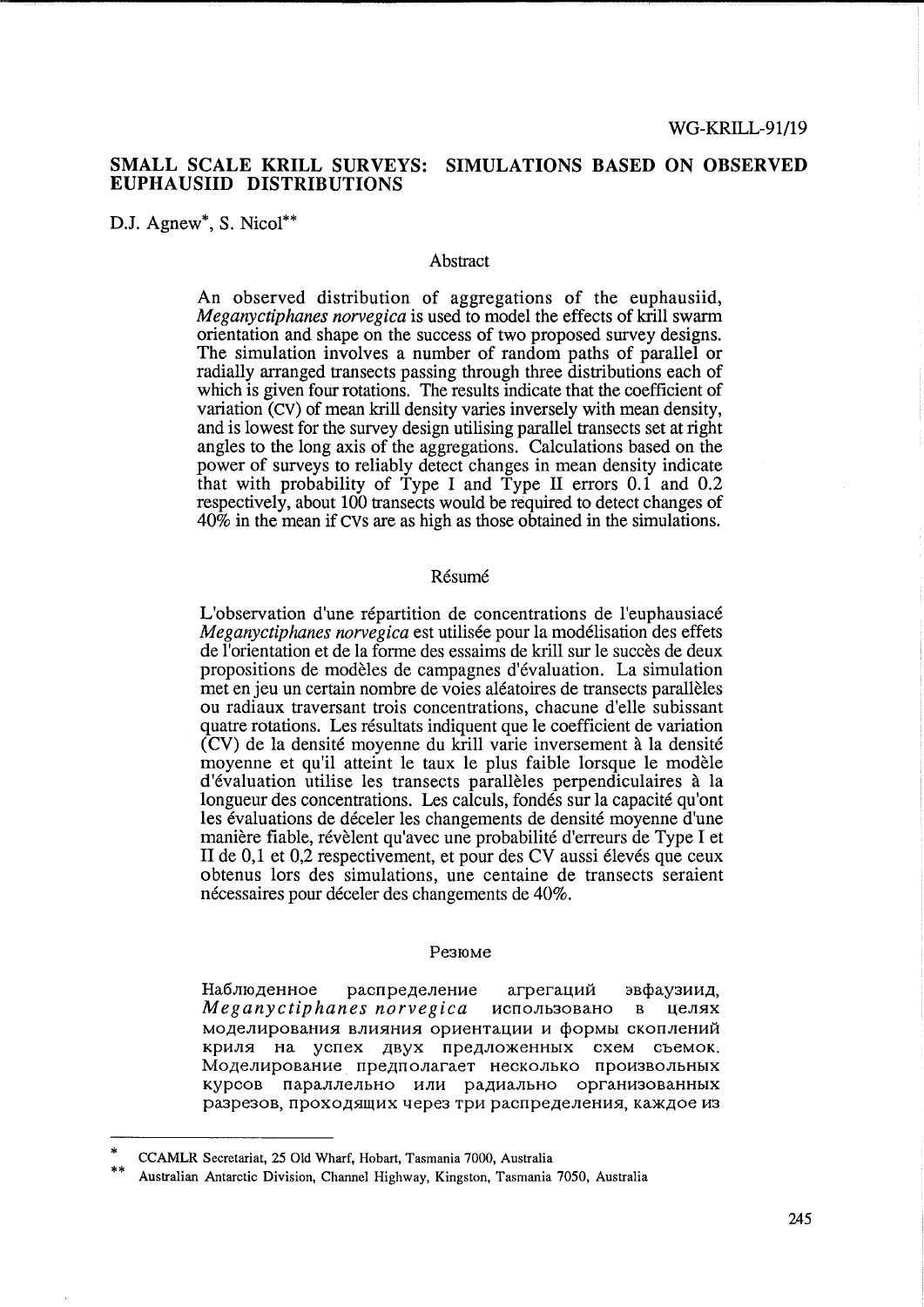WG-KRILL-91/19

# SMALL SCALE KRILL SURVEYS: SIMULATIONS BASED ON OBSERVED EUPHAUSIID DISTRIBUTIONS

D.J. Agnew*, S. Nicol**

## Abstract

An observed distribution of aggregations of the euphausiid, *Meganyctiphanes norvegica* is used to model the effects of krill swarm orientation and shape on the success of two proposed survey designs. The simulation involves a number of random paths of parallel or radially arranged transects passing through three distributions each of which is given four rotations. The results indicate that the coefficient of variation (CV) of mean krill density varies inversely with mean density, and is lowest for the survey design utilising parallel transects set at right angles to the long axis of the aggregations. Calculations based on the power of surveys to reliably detect changes in mean density indicate that with probability of Type I and Type II errors 0.1 and 0.2 respectively, about 100 transects would be required to detect changes of 40% in the mean if CVs are as high as those obtained in the simulations.

## Résumé

L'observation d'une répartition de concentrations de l'euphausiacé *Meganyctiphanes norvegica* est utilisée pour la modélisation des effets de l'orientation et de la forme des essaims de krill sur le succès de deux propositions de modèles de campagnes d'évaluation. La simulation met en jeu un certain nombre de voies aléatoires de transects parallèles ou radiaux traversant trois concentrations, chacune d'elle subissant quatre rotations. Les résultats indiquent que le coefficient de variation (CV) de la densité moyenne du krill varie inversement à la densité moyenne et qu'il atteint le taux le plus faible lorsque le modèle d'évaluation utilise les transects parallèles perpendiculaires à la longueur des concentrations. Les calculs, fondés sur la capacité qu'ont les évaluations de déceler les changements de densité moyenne d'une manière fiable, révèlent qu'avec une probabilité d'erreurs de Type I et II de 0,1 et 0,2 respectivement, et pour des CV aussi élevés que ceux obtenus lors des simulations, une centaine de transects seraient nécessaires pour déceler des changements de 40%.

## Резюме

Наблюденное распределение агрегаций эвфаузиид, *Meganyctiphanes norvegica* использовано в целях моделирования влияния ориентации и формы скоплений криля на успех двух предложенных схем съемок. Моделирование предполагает несколько произвольных курсов параллельно или радиально организованных разрезов, проходящих через три распределения, каждое из

---

\* CCAMLR Secretariat, 25 Old Wharf, Hobart, Tasmania 7000, Australia

\*\* Australian Antarctic Division, Channel Highway, Kingston, Tasmania 7050, Australia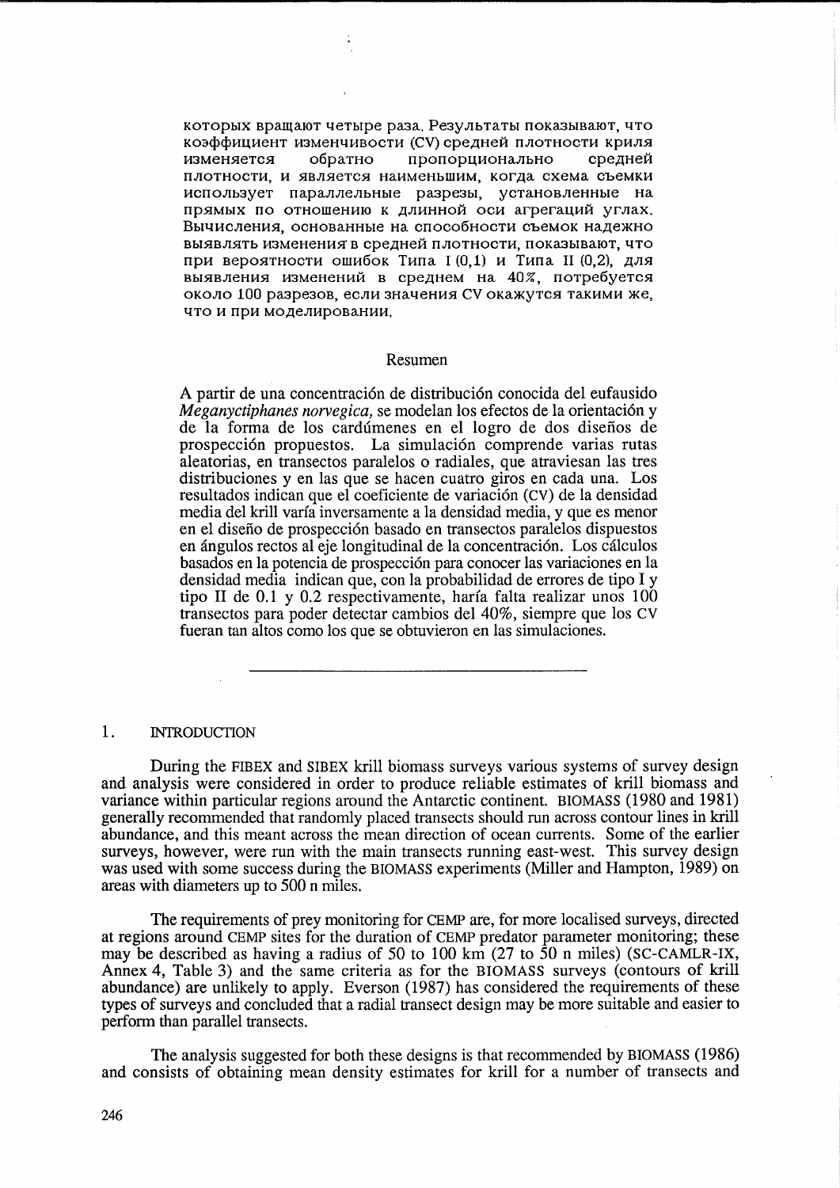которых вращают четыре раза. Результаты показывают, что коэффициент изменчивости (CV) средней плотности криля изменяется обратно пропорционально средней плотности, и является наименьшим, когда схема съемки использует параллельные разрезы, установленные на прямых по отношению к длинной оси агрегаций углах. Вычисления, основанные на способности съемок надежно выявлять изменения в средней плотности, показывают, что при вероятности ошибок Типа I (0,1) и Типа II (0,2), для выявления изменений в среднем на 40%, потребуется около 100 разрезов, если значения CV окажутся такими же, что и при моделировании.

## Resumen

A partir de una concentración de distribución conocida del eufausido *Meganyctiphanes norvegica,* se modelan los efectos de la orientación y de la forma de los cardúmenes en el logro de dos diseños de prospección propuestos. La simulación comprende varias rutas aleatorias, en transectos paralelos o radiales, que atraviesan las tres distribuciones y en las que se hacen cuatro giros en cada una. Los resultados indican que el coeficiente de variación (CV) de la densidad media del krill varía inversamente a la densidad media, y que es menor en el diseño de prospección basado en transectos paralelos dispuestos en ángulos rectos al eje longitudinal de la concentración. Los cálculos basados en la potencia de prospección para conocer las variaciones en la densidad media indican que, con la probabilidad de errores de tipo I y tipo II de 0.1 y 0.2 respectivamente, haría falta realizar unos 100 transectos para poder detectar cambios del 40%, siempre que los CV fueran tan altos como los que se obtuvieron en las simulaciones.

---

## 1. INTRODUCTION

During the FIBEX and SIBEX krill biomass surveys various systems of survey design and analysis were considered in order to produce reliable estimates of krill biomass and variance within particular regions around the Antarctic continent. BIOMASS (1980 and 1981) generally recommended that randomly placed transects should run across contour lines in krill abundance, and this meant across the mean direction of ocean currents. Some of the earlier surveys, however, were run with the main transects running east-west. This survey design was used with some success during the BIOMASS experiments (Miller and Hampton, 1989) on areas with diameters up to 500 n miles.

The requirements of prey monitoring for CEMP are, for more localised surveys, directed at regions around CEMP sites for the duration of CEMP predator parameter monitoring; these may be described as having a radius of 50 to 100 km (27 to 50 n miles) (SC-CAMLR-IX, Annex 4, Table 3) and the same criteria as for the BIOMASS surveys (contours of krill abundance) are unlikely to apply. Everson (1987) has considered the requirements of these types of surveys and concluded that a radial transect design may be more suitable and easier to perform than parallel transects.

The analysis suggested for both these designs is that recommended by BIOMASS (1986) and consists of obtaining mean density estimates for krill for a number of transects and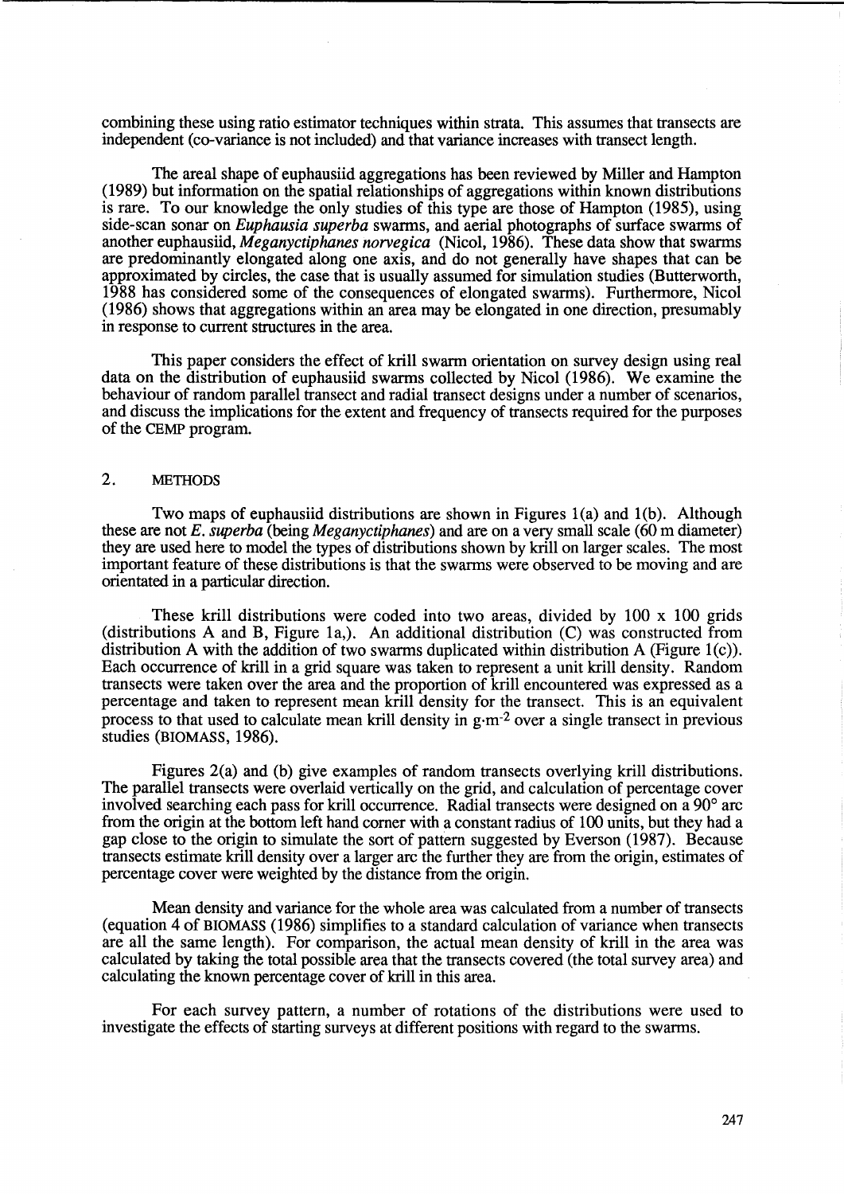combining these using ratio estimator techniques within strata. This assumes that transects are independent (co-variance is not included) and that variance increases with transect length.

The areal shape of euphausiid aggregations has been reviewed by Miller and Hampton (1989) but information on the spatial relationships of aggregations within known distributions is rare. To our knowledge the only studies of this type are those of Hampton (1985), using side-scan sonar on *Euphausia superba* swarms, and aerial photographs of surface swarms of another euphausiid, *Meganyctiphanes norvegica* (Nicol, 1986). These data show that swarms are predominantly elongated along one axis, and do not generally have shapes that can be approximated by circles, the case that is usually assumed for simulation studies (Butterworth, 1988 has considered some of the consequences of elongated swarms). Furthermore, Nicol (1986) shows that aggregations within an area may be elongated in one direction, presumably in response to current structures in the area.

This paper considers the effect of krill swarm orientation on survey design using real data on the distribution of euphausiid swarms collected by Nicol (1986). We examine the behaviour of random parallel transect and radial transect designs under a number of scenarios, and discuss the implications for the extent and frequency of transects required for the purposes of the CEMP program.

## 2. METHODS

Two maps of euphausiid distributions are shown in Figures 1(a) and 1(b). Although these are not *E. superba* (being *Meganyctiphanes*) and are on a very small scale (60 m diameter) they are used here to model the types of distributions shown by krill on larger scales. The most important feature of these distributions is that the swarms were observed to be moving and are orientated in a particular direction.

These krill distributions were coded into two areas, divided by 100 x 100 grids (distributions A and B, Figure 1a,). An additional distribution (C) was constructed from distribution A with the addition of two swarms duplicated within distribution A (Figure 1(c)). Each occurrence of krill in a grid square was taken to represent a unit krill density. Random transects were taken over the area and the proportion of krill encountered was expressed as a percentage and taken to represent mean krill density for the transect. This is an equivalent process to that used to calculate mean krill density in $g \cdot m^{-2}$ over a single transect in previous studies (BIOMASS, 1986).

Figures 2(a) and (b) give examples of random transects overlying krill distributions. The parallel transects were overlaid vertically on the grid, and calculation of percentage cover involved searching each pass for krill occurrence. Radial transects were designed on a 90° arc from the origin at the bottom left hand corner with a constant radius of 100 units, but they had a gap close to the origin to simulate the sort of pattern suggested by Everson (1987). Because transects estimate krill density over a larger arc the further they are from the origin, estimates of percentage cover were weighted by the distance from the origin.

Mean density and variance for the whole area was calculated from a number of transects (equation 4 of BIOMASS (1986) simplifies to a standard calculation of variance when transects are all the same length). For comparison, the actual mean density of krill in the area was calculated by taking the total possible area that the transects covered (the total survey area) and calculating the known percentage cover of krill in this area.

For each survey pattern, a number of rotations of the distributions were used to investigate the effects of starting surveys at different positions with regard to the swarms.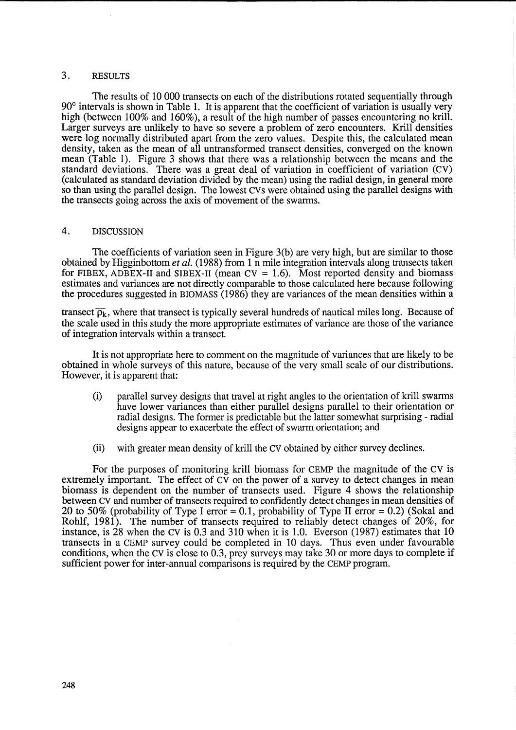## 3. RESULTS

The results of 10 000 transects on each of the distributions rotated sequentially through 90° intervals is shown in Table 1. It is apparent that the coefficient of variation is usually very high (between 100% and 160%), a result of the high number of passes encountering no krill. Larger surveys are unlikely to have so severe a problem of zero encounters. Krill densities were log normally distributed apart from the zero values. Despite this, the calculated mean density, taken as the mean of all untransformed transect densities, converged on the known mean (Table 1). Figure 3 shows that there was a relationship between the means and the standard deviations. There was a great deal of variation in coefficient of variation (CV) (calculated as standard deviation divided by the mean) using the radial design, in general more so than using the parallel design. The lowest CVs were obtained using the parallel designs with the transects going across the axis of movement of the swarms.

## 4. DISCUSSION

The coefficients of variation seen in Figure 3(b) are very high, but are similar to those obtained by Higginbottom *et al.* (1988) from 1 n mile integration intervals along transects taken for FIBEX, ADBEX-II and SIBEX-II (mean CV = 1.6). Most reported density and biomass estimates and variances are not directly comparable to those calculated here because following the procedures suggested in BIOMASS (1986) they are variances of the mean densities within a transect $\overline{\rho_k}$, where that transect is typically several hundreds of nautical miles long. Because of the scale used in this study the more appropriate estimates of variance are those of the variance of integration intervals within a transect.

It is not appropriate here to comment on the magnitude of variances that are likely to be obtained in whole surveys of this nature, because of the very small scale of our distributions. However, it is apparent that:

(i) parallel survey designs that travel at right angles to the orientation of krill swarms have lower variances than either parallel designs parallel to their orientation or radial designs. The former is predictable but the latter somewhat surprising - radial designs appear to exacerbate the effect of swarm orientation; and

(ii) with greater mean density of krill the CV obtained by either survey declines.

For the purposes of monitoring krill biomass for CEMP the magnitude of the CV is extremely important. The effect of CV on the power of a survey to detect changes in mean biomass is dependent on the number of transects used. Figure 4 shows the relationship between CV and number of transects required to confidently detect changes in mean densities of 20 to 50% (probability of Type I error = 0.1, probability of Type II error = 0.2) (Sokal and Rohlf, 1981). The number of transects required to reliably detect changes of 20%, for instance, is 28 when the CV is 0.3 and 310 when it is 1.0. Everson (1987) estimates that 10 transects in a CEMP survey could be completed in 10 days. Thus even under favourable conditions, when the CV is close to 0.3, prey surveys may take 30 or more days to complete if sufficient power for inter-annual comparisons is required by the CEMP program.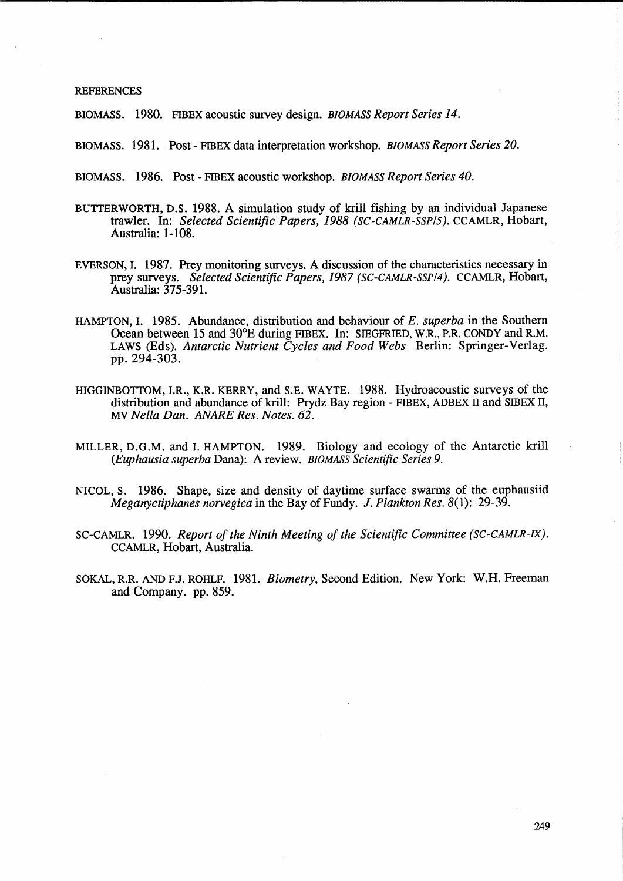## REFERENCES

BIOMASS. 1980. FIBEX acoustic survey design. *BIOMASS Report Series 14*.

BIOMASS. 1981. Post - FIBEX data interpretation workshop. *BIOMASS Report Series 20*.

BIOMASS. 1986. Post - FIBEX acoustic workshop. *BIOMASS Report Series 40*.

BUTTERWORTH, D.S. 1988. A simulation study of krill fishing by an individual Japanese trawler. In: *Selected Scientific Papers, 1988 (SC-CAMLR-SSP/5)*. CCAMLR, Hobart, Australia: 1-108.

EVERSON, I. 1987. Prey monitoring surveys. A discussion of the characteristics necessary in prey surveys. *Selected Scientific Papers, 1987 (SC-CAMLR-SSP/4)*. CCAMLR, Hobart, Australia: 375-391.

HAMPTON, I. 1985. Abundance, distribution and behaviour of *E. superba* in the Southern Ocean between 15 and 30°E during FIBEX. In: SIEGFRIED, W.R., P.R. CONDY and R.M. LAWS (Eds). *Antarctic Nutrient Cycles and Food Webs* Berlin: Springer-Verlag. pp. 294-303.

HIGGINBOTTOM, I.R., K.R. KERRY, and S.E. WAYTE. 1988. Hydroacoustic surveys of the distribution and abundance of krill: Prydz Bay region - FIBEX, ADBEX II and SIBEX II, MV *Nella Dan*. *ANARE Res. Notes. 62*.

MILLER, D.G.M. and I. HAMPTON. 1989. Biology and ecology of the Antarctic krill (*Euphausia superba* Dana): A review. *BIOMASS Scientific Series 9*.

NICOL, S. 1986. Shape, size and density of daytime surface swarms of the euphausiid *Meganyctiphanes norvegica* in the Bay of Fundy. *J. Plankton Res.* 8(1): 29-39.

SC-CAMLR. 1990. *Report of the Ninth Meeting of the Scientific Committee (SC-CAMLR-IX)*. CCAMLR, Hobart, Australia.

SOKAL, R.R. AND F.J. ROHLF. 1981. *Biometry*, Second Edition. New York: W.H. Freeman and Company. pp. 859.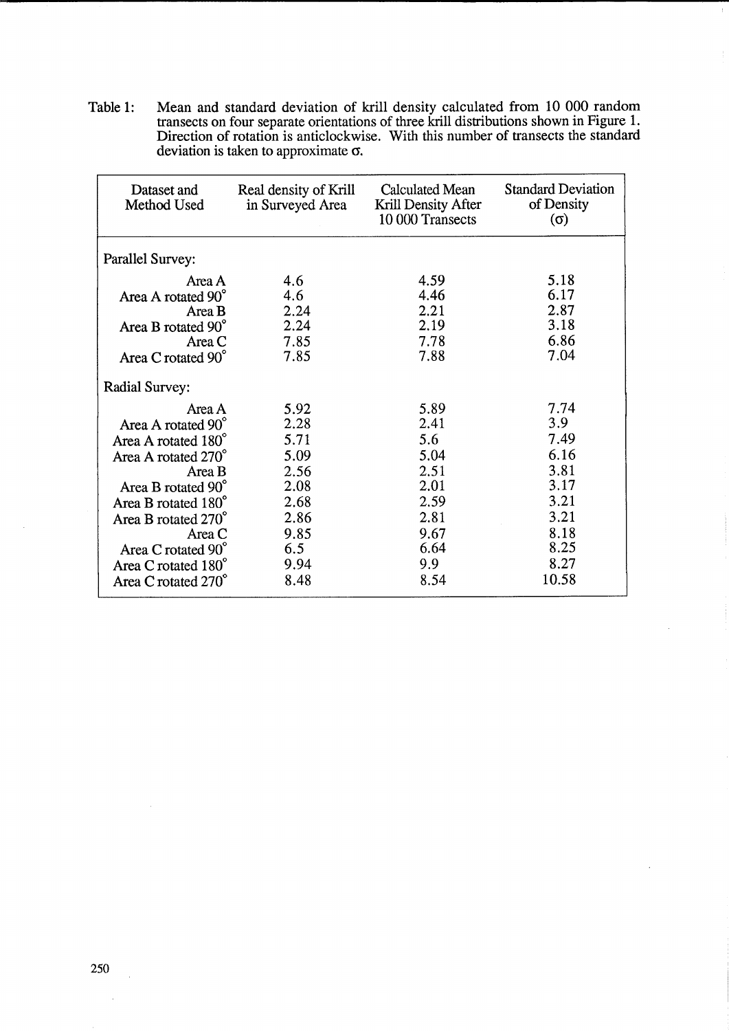Table 1: Mean and standard deviation of krill density calculated from 10 000 random transects on four separate orientations of three krill distributions shown in Figure 1. Direction of rotation is anticlockwise. With this number of transects the standard deviation is taken to approximate σ.

| Dataset and Method Used | Real density of Krill in Surveyed Area | Calculated Mean Krill Density After 10 000 Transects | Standard Deviation of Density (σ) |
|---|---|---|---|
| Parallel Survey: | | | |
| Area A | 4.6 | 4.59 | 5.18 |
| Area A rotated 90° | 4.6 | 4.46 | 6.17 |
| Area B | 2.24 | 2.21 | 2.87 |
| Area B rotated 90° | 2.24 | 2.19 | 3.18 |
| Area C | 7.85 | 7.78 | 6.86 |
| Area C rotated 90° | 7.85 | 7.88 | 7.04 |
| Radial Survey: | | | |
| Area A | 5.92 | 5.89 | 7.74 |
| Area A rotated 90° | 2.28 | 2.41 | 3.9 |
| Area A rotated 180° | 5.71 | 5.6 | 7.49 |
| Area A rotated 270° | 5.09 | 5.04 | 6.16 |
| Area B | 2.56 | 2.51 | 3.81 |
| Area B rotated 90° | 2.08 | 2.01 | 3.17 |
| Area B rotated 180° | 2.68 | 2.59 | 3.21 |
| Area B rotated 270° | 2.86 | 2.81 | 3.21 |
| Area C | 9.85 | 9.67 | 8.18 |
| Area C rotated 90° | 6.5 | 6.64 | 8.25 |
| Area C rotated 180° | 9.94 | 9.9 | 8.27 |
| Area C rotated 270° | 8.48 | 8.54 | 10.58 |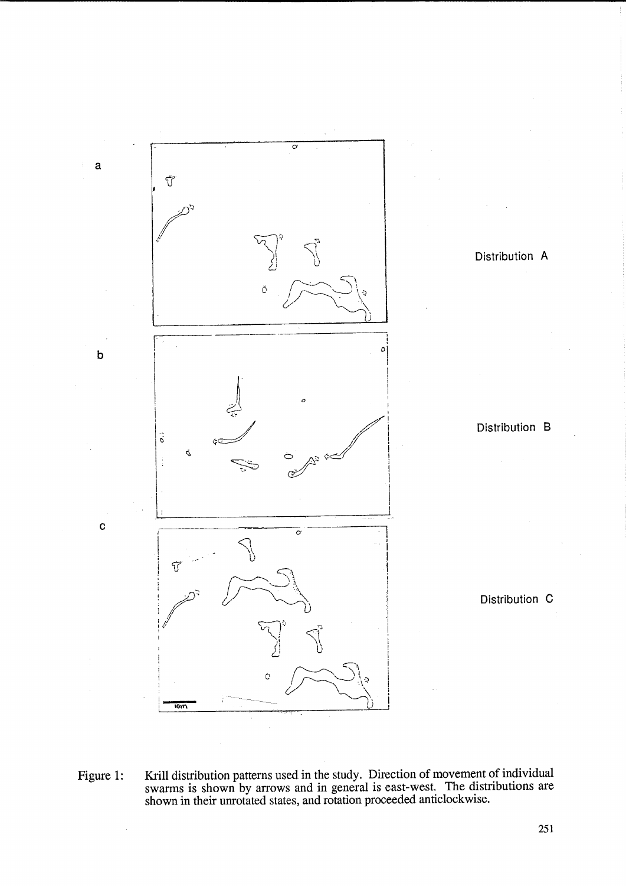Figure 1: Krill distribution patterns used in the study. Direction of movement of individual swarms is shown by arrows and in general is east-west. The distributions are shown in their unrotated states, and rotation proceeded anticlockwise.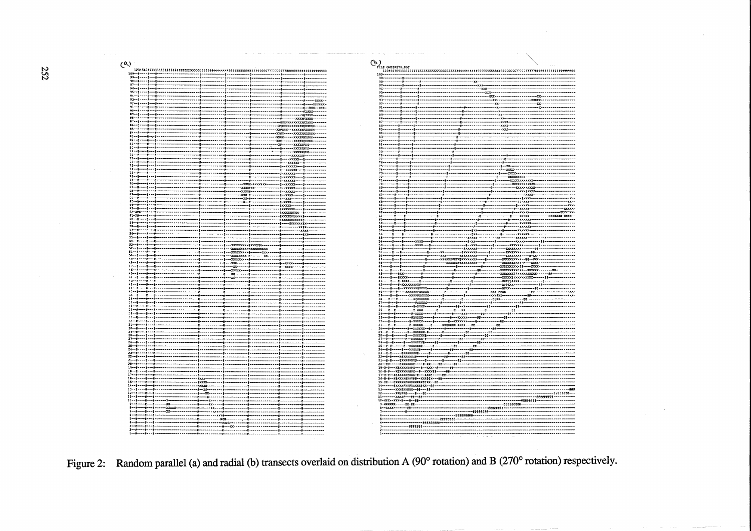Figure 2: Random parallel (a) and radial (b) transects overlaid on distribution A (90° rotation) and B (270° rotation) respectively.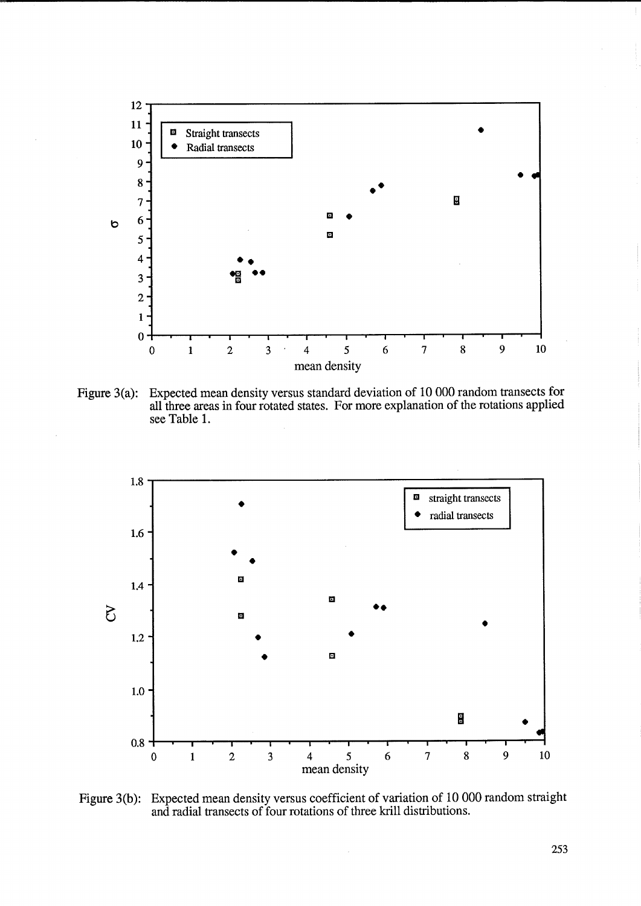Figure 3(a): Expected mean density versus standard deviation of 10 000 random transects for all three areas in four rotated states. For more explanation of the rotations applied see Table 1.

Figure 3(b): Expected mean density versus coefficient of variation of 10 000 random straight and radial transects of four rotations of three krill distributions.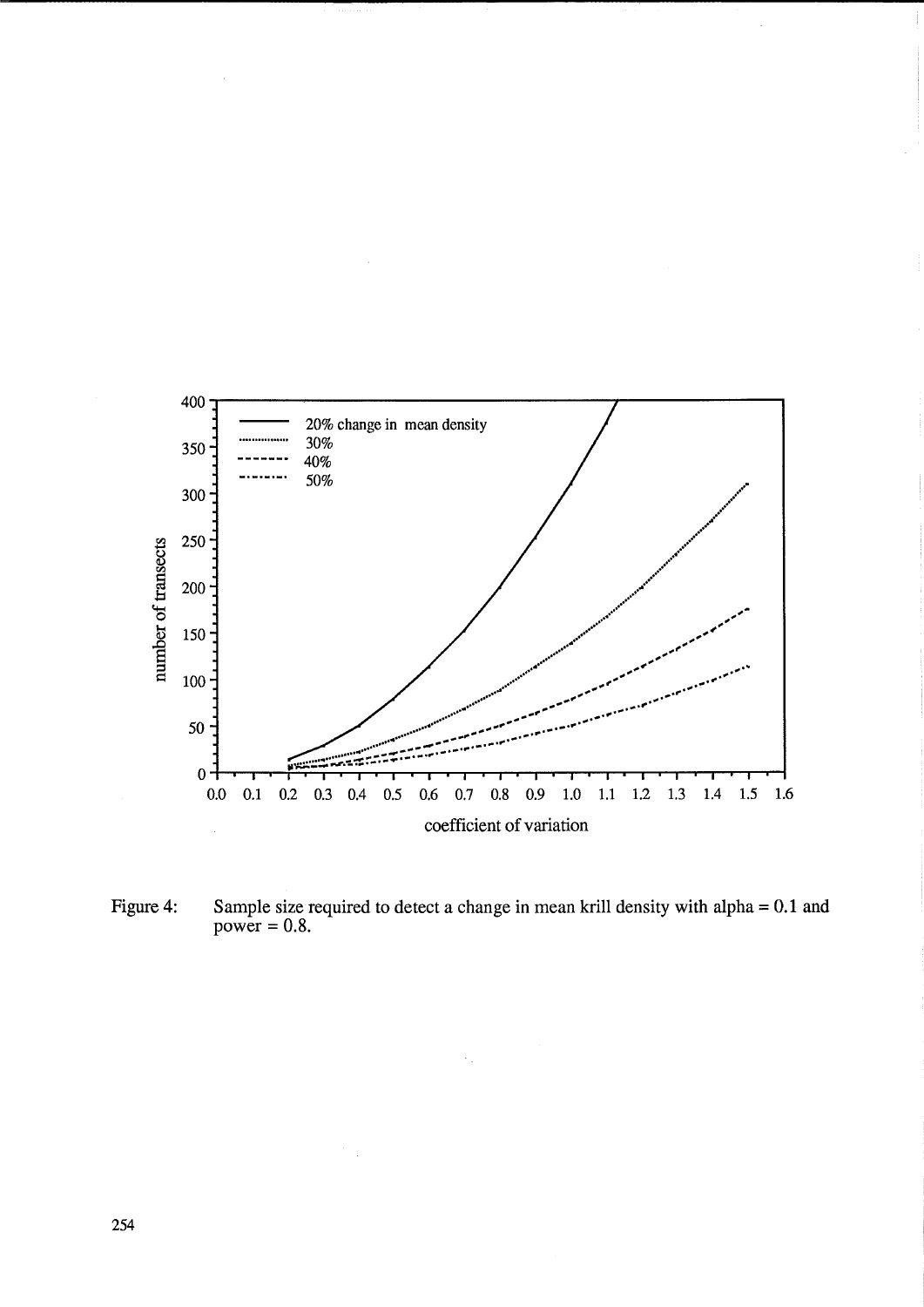Figure 4: Sample size required to detect a change in mean krill density with alpha = 0.1 and power = 0.8.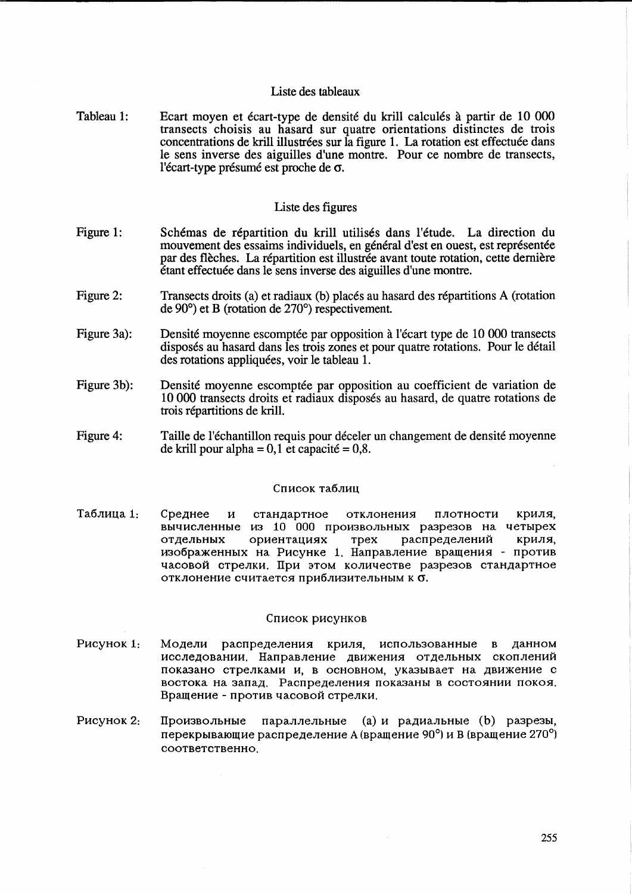## Liste des tableaux

Tableau 1: Ecart moyen et écart-type de densité du krill calculés à partir de 10 000 transects choisis au hasard sur quatre orientations distinctes de trois concentrations de krill illustrées sur la figure 1. La rotation est effectuée dans le sens inverse des aiguilles d'une montre. Pour ce nombre de transects, l'écart-type présumé est proche de σ.

## Liste des figures

Figure 1: Schémas de répartition du krill utilisés dans l'étude. La direction du mouvement des essaims individuels, en général d'est en ouest, est représentée par des flèches. La répartition est illustrée avant toute rotation, cette dernière étant effectuée dans le sens inverse des aiguilles d'une montre.

Figure 2: Transects droits (a) et radiaux (b) placés au hasard des répartitions A (rotation de 90°) et B (rotation de 270°) respectivement.

Figure 3a): Densité moyenne escomptée par opposition à l'écart type de 10 000 transects disposés au hasard dans les trois zones et pour quatre rotations. Pour le détail des rotations appliquées, voir le tableau 1.

Figure 3b): Densité moyenne escomptée par opposition au coefficient de variation de 10 000 transects droits et radiaux disposés au hasard, de quatre rotations de trois répartitions de krill.

Figure 4: Taille de l'échantillon requis pour déceler un changement de densité moyenne de krill pour alpha = 0,1 et capacité = 0,8.

## Список таблиц

Таблица 1: Среднее и стандартное отклонения плотности криля, вычисленные из 10 000 произвольных разрезов на четырех отдельных ориентациях трех распределений криля, изображенных на Рисунке 1. Направление вращения - против часовой стрелки. При этом количестве разрезов стандартное отклонение считается приблизительным к σ.

## Список рисунков

Рисунок 1: Модели распределения криля, использованные в данном исследовании. Направление движения отдельных скоплений показано стрелками и, в основном, указывает на движение с востока на запад. Распределения показаны в состоянии покоя. Вращение - против часовой стрелки.

Рисунок 2: Произвольные параллельные (a) и радиальные (b) разрезы, перекрывающие распределение A (вращение 90°) и B (вращение 270°) соответственно.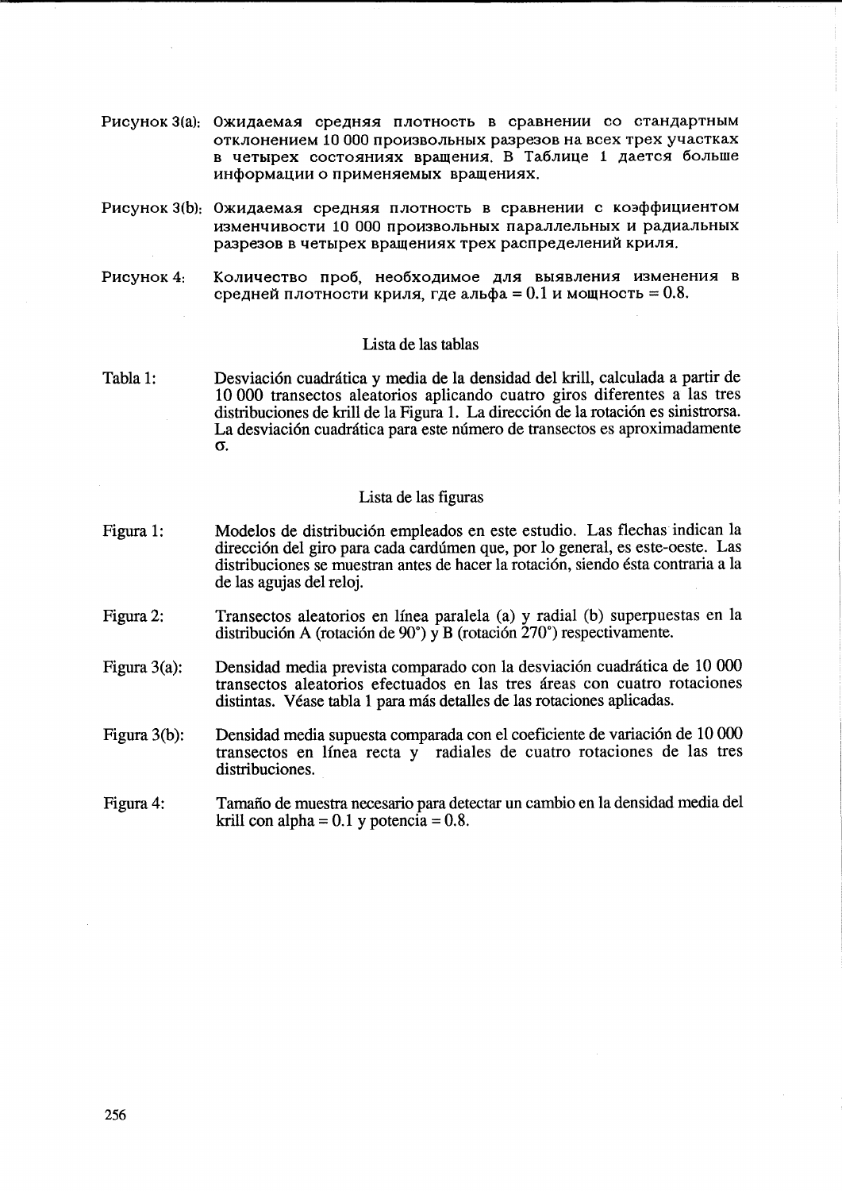Рисунок 3(a): Ожидаемая средняя плотность в сравнении со стандартным отклонением 10 000 произвольных разрезов на всех трех участках в четырех состояниях вращения. В Таблице 1 дается больше информации о применяемых вращениях.

Рисунок 3(b): Ожидаемая средняя плотность в сравнении с коэффициентом изменчивости 10 000 произвольных параллельных и радиальных разрезов в четырех вращениях трех распределений криля.

Рисунок 4: Количество проб, необходимое для выявления изменения в средней плотности криля, где альфа = 0.1 и мощность = 0.8.

## Lista de las tablas

Tabla 1: Desviación cuadrática y media de la densidad del krill, calculada a partir de 10 000 transectos aleatorios aplicando cuatro giros diferentes a las tres distribuciones de krill de la Figura 1. La dirección de la rotación es sinistrorsa. La desviación cuadrática para este número de transectos es aproximadamente $\sigma$.

## Lista de las figuras

Figura 1: Modelos de distribución empleados en este estudio. Las flechas indican la dirección del giro para cada cardúmen que, por lo general, es este-oeste. Las distribuciones se muestran antes de hacer la rotación, siendo ésta contraria a la de las agujas del reloj.

Figura 2: Transectos aleatorios en línea paralela (a) y radial (b) superpuestas en la distribución A (rotación de 90°) y B (rotación 270°) respectivamente.

Figura 3(a): Densidad media prevista comparado con la desviación cuadrática de 10 000 transectos aleatorios efectuados en las tres áreas con cuatro rotaciones distintas. Véase tabla 1 para más detalles de las rotaciones aplicadas.

Figura 3(b): Densidad media supuesta comparada con el coeficiente de variación de 10 000 transectos en línea recta y radiales de cuatro rotaciones de las tres distribuciones.

Figura 4: Tamaño de muestra necesario para detectar un cambio en la densidad media del krill con alpha = 0.1 y potencia = 0.8.